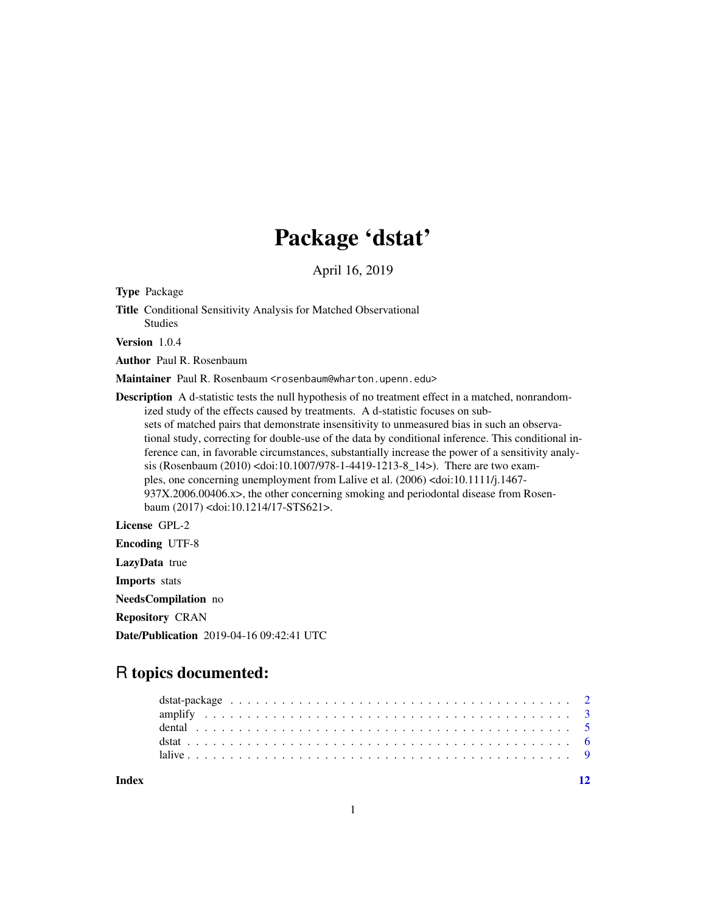# Package 'dstat'

April 16, 2019

**Type** Package

**Title** Conditional Sensitivity Analysis for Matched Observational Studies

**Version** 1.0.4

**Author** Paul R. Rosenbaum

**Maintainer** Paul R. Rosenbaum <rosenbaum@wharton.upenn.edu>

**Description** A d-statistic tests the null hypothesis of no treatment effect in a matched, nonrandomized study of the effects caused by treatments. A d-statistic focuses on subsets of matched pairs that demonstrate insensitivity to unmeasured bias in such an observational study, correcting for double-use of the data by conditional inference. This conditional inference can, in favorable circumstances, substantially increase the power of a sensitivity analysis (Rosenbaum (2010) <doi:10.1007/978-1-4419-1213-8_14>). There are two examples, one concerning unemployment from Lalive et al. (2006) <doi:10.1111/j.1467-937X.2006.00406.x>, the other concerning smoking and periodontal disease from Rosenbaum (2017) <doi:10.1214/17-STS621>.

**License** GPL-2

**Encoding** UTF-8

**LazyData** true

**Imports** stats

**NeedsCompilation** no

**Repository** CRAN

**Date/Publication** 2019-04-16 09:42:41 UTC

## R topics documented:

- dstat-package . . . . . . . . . . 2
- amplify . . . . . . . . . . 3
- dental . . . . . . . . . . 5
- dstat . . . . . . . . . . 6
- lalive . . . . . . . . . . 9

**Index** 12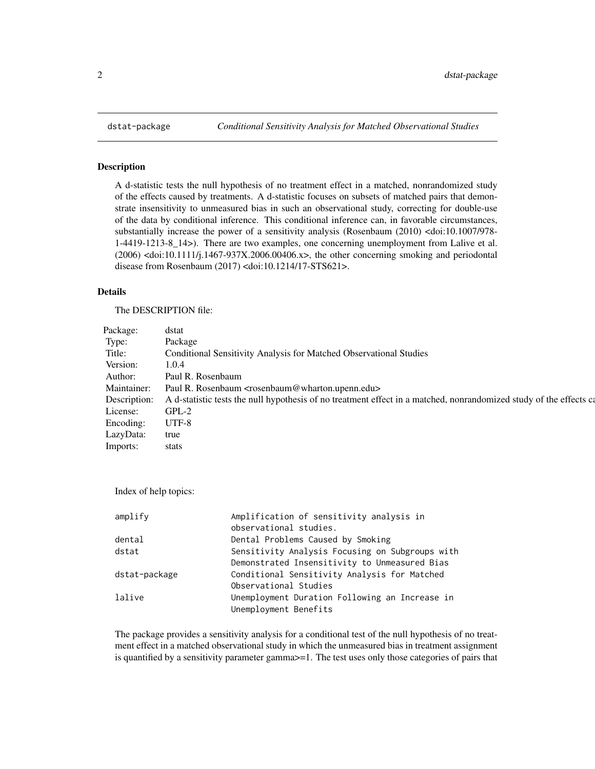# dstat-package — *Conditional Sensitivity Analysis for Matched Observational Studies*

## Description

A d-statistic tests the null hypothesis of no treatment effect in a matched, nonrandomized study of the effects caused by treatments. A d-statistic focuses on subsets of matched pairs that demonstrate insensitivity to unmeasured bias in such an observational study, correcting for double-use of the data by conditional inference. This conditional inference can, in favorable circumstances, substantially increase the power of a sensitivity analysis (Rosenbaum (2010) <doi:10.1007/978-1-4419-1213-8_14>). There are two examples, one concerning unemployment from Lalive et al. (2006) <doi:10.1111/j.1467-937X.2006.00406.x>, the other concerning smoking and periodontal disease from Rosenbaum (2017) <doi:10.1214/17-STS621>.

## Details

The DESCRIPTION file:

| | |
|---|---|
| Package: | dstat |
| Type: | Package |
| Title: | Conditional Sensitivity Analysis for Matched Observational Studies |
| Version: | 1.0.4 |
| Author: | Paul R. Rosenbaum |
| Maintainer: | Paul R. Rosenbaum <rosenbaum@wharton.upenn.edu> |
| Description: | A d-statistic tests the null hypothesis of no treatment effect in a matched, nonrandomized study of the effects ca |
| License: | GPL-2 |
| Encoding: | UTF-8 |
| LazyData: | true |
| Imports: | stats |

Index of help topics:

```
amplify                 Amplification of sensitivity analysis in
                        observational studies.
dental                  Dental Problems Caused by Smoking
dstat                   Sensitivity Analysis Focusing on Subgroups with
                        Demonstrated Insensitivity to Unmeasured Bias
dstat-package           Conditional Sensitivity Analysis for Matched
                        Observational Studies
lalive                  Unemployment Duration Following an Increase in
                        Unemployment Benefits
```

The package provides a sensitivity analysis for a conditional test of the null hypothesis of no treatment effect in a matched observational study in which the unmeasured bias in treatment assignment is quantified by a sensitivity parameter gamma>=1. The test uses only those categories of pairs that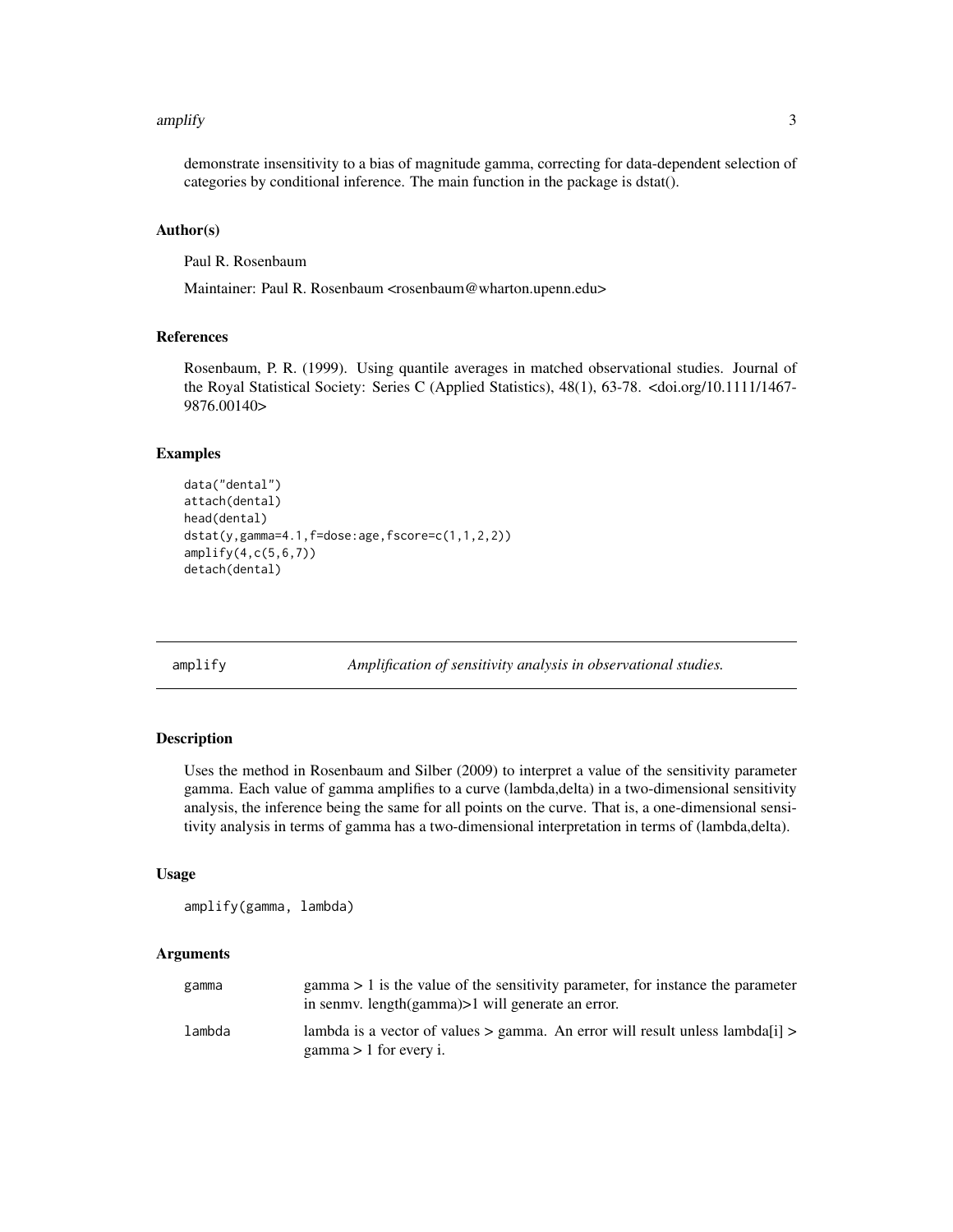demonstrate insensitivity to a bias of magnitude gamma, correcting for data-dependent selection of categories by conditional inference. The main function in the package is dstat().

### Author(s)

Paul R. Rosenbaum

Maintainer: Paul R. Rosenbaum <rosenbaum@wharton.upenn.edu>

### References

Rosenbaum, P. R. (1999). Using quantile averages in matched observational studies. Journal of the Royal Statistical Society: Series C (Applied Statistics), 48(1), 63-78. <doi.org/10.1111/1467-9876.00140>

### Examples

```
data("dental")
attach(dental)
head(dental)
dstat(y,gamma=4.1,f=dose:age,fscore=c(1,1,2,2))
amplify(4,c(5,6,7))
detach(dental)
```

---

## amplify — *Amplification of sensitivity analysis in observational studies.*

---

### Description

Uses the method in Rosenbaum and Silber (2009) to interpret a value of the sensitivity parameter gamma. Each value of gamma amplifies to a curve (lambda,delta) in a two-dimensional sensitivity analysis, the inference being the same for all points on the curve. That is, a one-dimensional sensitivity analysis in terms of gamma has a two-dimensional interpretation in terms of (lambda,delta).

### Usage

```
amplify(gamma, lambda)
```

### Arguments

| | |
|---|---|
| gamma | gamma > 1 is the value of the sensitivity parameter, for instance the parameter in senmv. length(gamma)>1 will generate an error. |
| lambda | lambda is a vector of values > gamma. An error will result unless lambda[i] > gamma > 1 for every i. |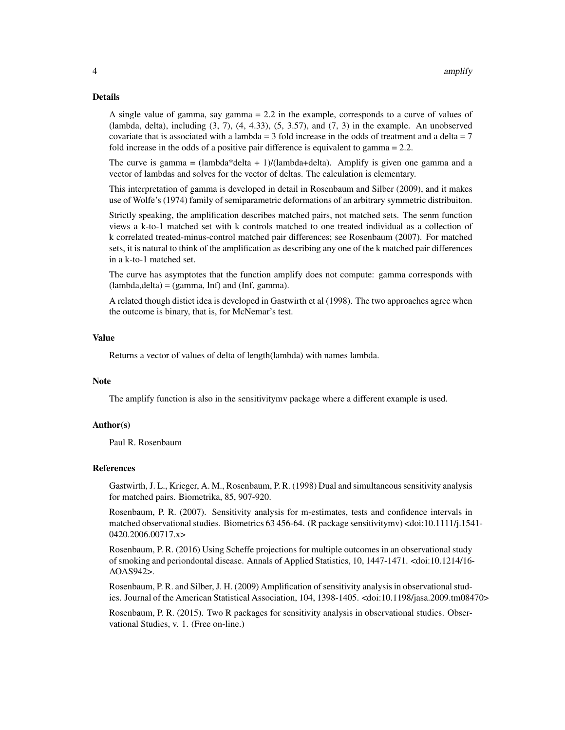## Details

A single value of gamma, say gamma = 2.2 in the example, corresponds to a curve of values of (lambda, delta), including (3, 7), (4, 4.33), (5, 3.57), and (7, 3) in the example. An unobserved covariate that is associated with a lambda = 3 fold increase in the odds of treatment and a delta = 7 fold increase in the odds of a positive pair difference is equivalent to gamma = 2.2.

The curve is gamma = (lambda*delta + 1)/(lambda+delta). Amplify is given one gamma and a vector of lambdas and solves for the vector of deltas. The calculation is elementary.

This interpretation of gamma is developed in detail in Rosenbaum and Silber (2009), and it makes use of Wolfe's (1974) family of semiparametric deformations of an arbitrary symmetric distribuiton.

Strictly speaking, the amplification describes matched pairs, not matched sets. The senm function views a k-to-1 matched set with k controls matched to one treated individual as a collection of k correlated treated-minus-control matched pair differences; see Rosenbaum (2007). For matched sets, it is natural to think of the amplification as describing any one of the k matched pair differences in a k-to-1 matched set.

The curve has asymptotes that the function amplify does not compute: gamma corresponds with (lambda,delta) = (gamma, Inf) and (Inf, gamma).

A related though distict idea is developed in Gastwirth et al (1998). The two approaches agree when the outcome is binary, that is, for McNemar's test.

## Value

Returns a vector of values of delta of length(lambda) with names lambda.

## Note

The amplify function is also in the sensitivitymv package where a different example is used.

## Author(s)

Paul R. Rosenbaum

## References

Gastwirth, J. L., Krieger, A. M., Rosenbaum, P. R. (1998) Dual and simultaneous sensitivity analysis for matched pairs. Biometrika, 85, 907-920.

Rosenbaum, P. R. (2007). Sensitivity analysis for m-estimates, tests and confidence intervals in matched observational studies. Biometrics 63 456-64. (R package sensitivitymv) <doi:10.1111/j.1541-0420.2006.00717.x>

Rosenbaum, P. R. (2016) Using Scheffe projections for multiple outcomes in an observational study of smoking and periondontal disease. Annals of Applied Statistics, 10, 1447-1471. <doi:10.1214/16-AOAS942>.

Rosenbaum, P. R. and Silber, J. H. (2009) Amplification of sensitivity analysis in observational studies. Journal of the American Statistical Association, 104, 1398-1405. <doi:10.1198/jasa.2009.tm08470>

Rosenbaum, P. R. (2015). Two R packages for sensitivity analysis in observational studies. Observational Studies, v. 1. (Free on-line.)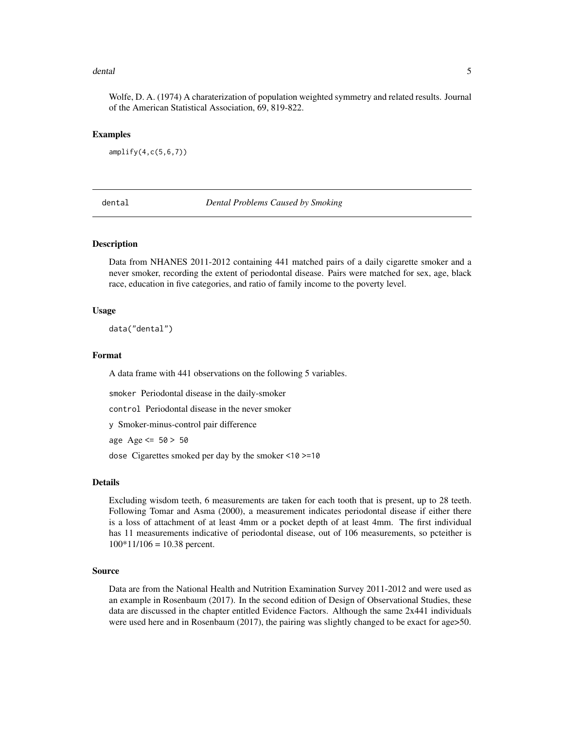Wolfe, D. A. (1974) A charaterization of population weighted symmetry and related results. Journal of the American Statistical Association, 69, 819-822.

### Examples

```
amplify(4,c(5,6,7))
```

---

## dental *Dental Problems Caused by Smoking*

---

### Description

Data from NHANES 2011-2012 containing 441 matched pairs of a daily cigarette smoker and a never smoker, recording the extent of periodontal disease. Pairs were matched for sex, age, black race, education in five categories, and ratio of family income to the poverty level.

### Usage

```
data("dental")
```

### Format

A data frame with 441 observations on the following 5 variables.

`smoker` Periodontal disease in the daily-smoker

`control` Periodontal disease in the never smoker

`y` Smoker-minus-control pair difference

`age` Age `<= 50 > 50`

`dose` Cigarettes smoked per day by the smoker `<10 >=10`

### Details

Excluding wisdom teeth, 6 measurements are taken for each tooth that is present, up to 28 teeth. Following Tomar and Asma (2000), a measurement indicates periodontal disease if either there is a loss of attachment of at least 4mm or a pocket depth of at least 4mm. The first individual has 11 measurements indicative of periodontal disease, out of 106 measurements, so pcteither is 100*11/106 = 10.38 percent.

### Source

Data are from the National Health and Nutrition Examination Survey 2011-2012 and were used as an example in Rosenbaum (2017). In the second edition of Design of Observational Studies, these data are discussed in the chapter entitled Evidence Factors. Although the same 2x441 individuals were used here and in Rosenbaum (2017), the pairing was slightly changed to be exact for age>50.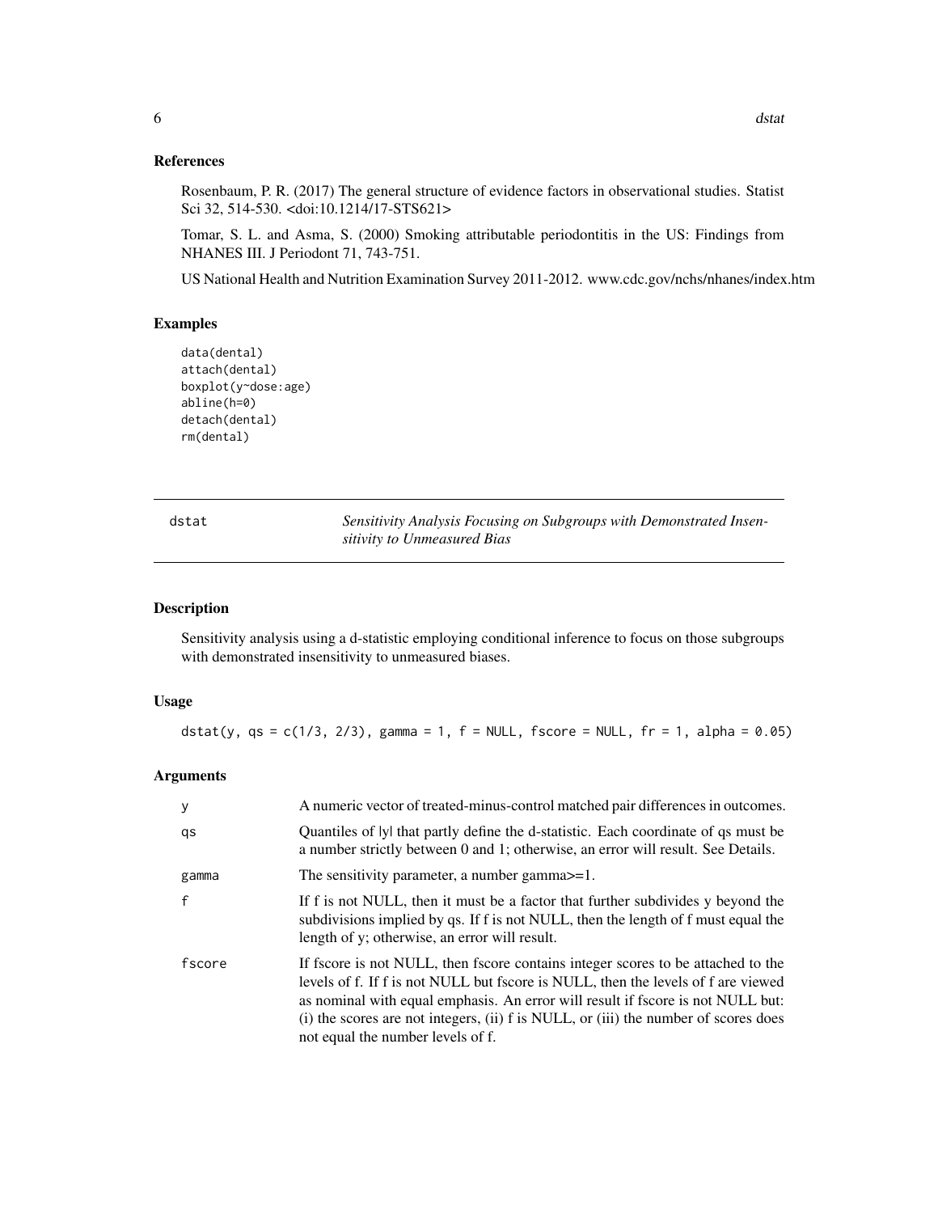## References

Rosenbaum, P. R. (2017) The general structure of evidence factors in observational studies. Statist Sci 32, 514-530. <doi:10.1214/17-STS621>

Tomar, S. L. and Asma, S. (2000) Smoking attributable periodontitis in the US: Findings from NHANES III. J Periodont 71, 743-751.

US National Health and Nutrition Examination Survey 2011-2012. www.cdc.gov/nchs/nhanes/index.htm

## Examples

```
data(dental)
attach(dental)
boxplot(y~dose:age)
abline(h=0)
detach(dental)
rm(dental)
```

---

# dstat — *Sensitivity Analysis Focusing on Subgroups with Demonstrated Insensitivity to Unmeasured Bias*

---

## Description

Sensitivity analysis using a d-statistic employing conditional inference to focus on those subgroups with demonstrated insensitivity to unmeasured biases.

## Usage

```
dstat(y, qs = c(1/3, 2/3), gamma = 1, f = NULL, fscore = NULL, fr = 1, alpha = 0.05)
```

## Arguments

| | |
|---|---|
| y | A numeric vector of treated-minus-control matched pair differences in outcomes. |
| qs | Quantiles of \|y\| that partly define the d-statistic. Each coordinate of qs must be a number strictly between 0 and 1; otherwise, an error will result. See Details. |
| gamma | The sensitivity parameter, a number gamma>=1. |
| f | If f is not NULL, then it must be a factor that further subdivides y beyond the subdivisions implied by qs. If f is not NULL, then the length of f must equal the length of y; otherwise, an error will result. |
| fscore | If fscore is not NULL, then fscore contains integer scores to be attached to the levels of f. If f is not NULL but fscore is NULL, then the levels of f are viewed as nominal with equal emphasis. An error will result if fscore is not NULL but: (i) the scores are not integers, (ii) f is NULL, or (iii) the number of scores does not equal the number levels of f. |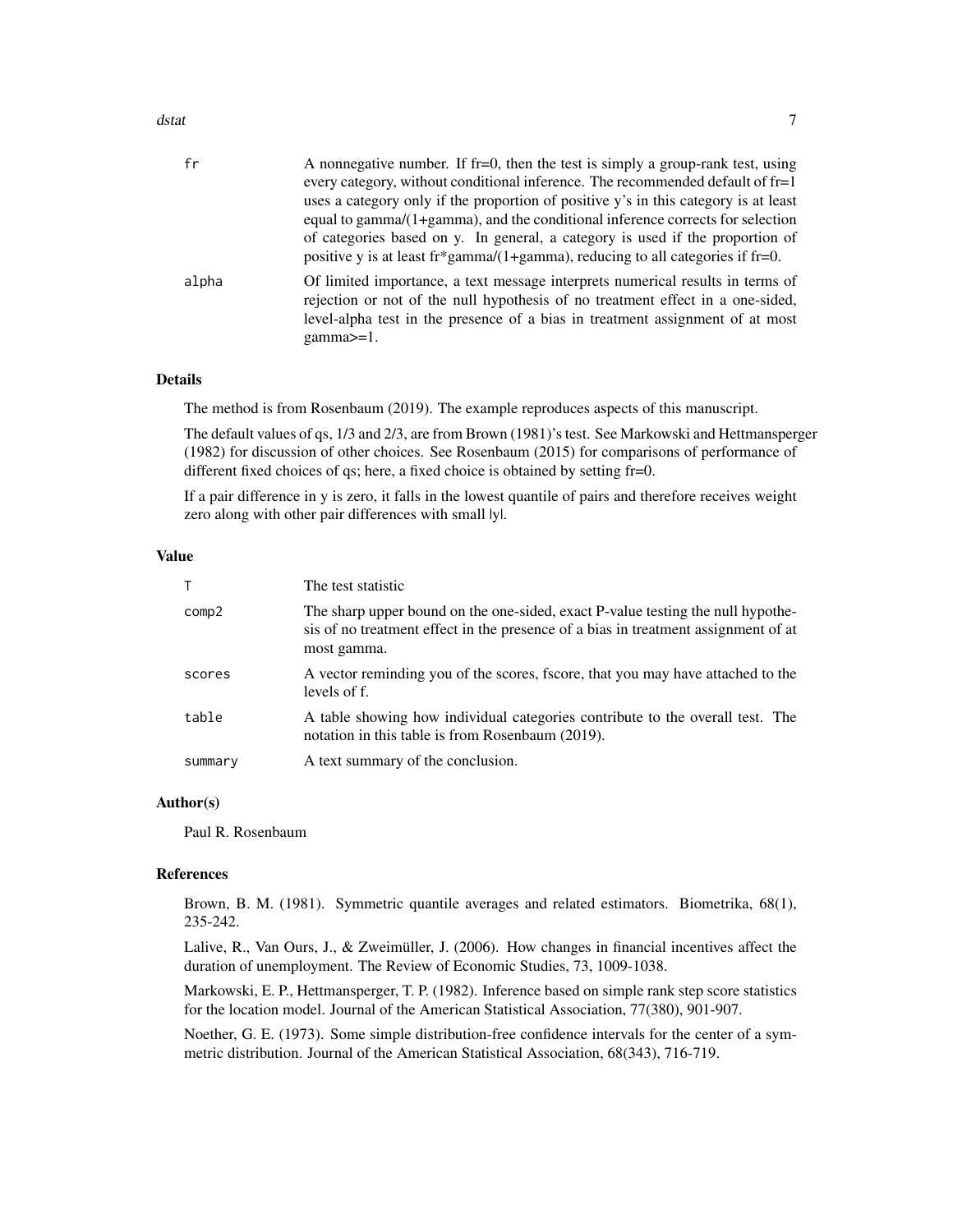| | |
|---|---|
| fr | A nonnegative number. If fr=0, then the test is simply a group-rank test, using every category, without conditional inference. The recommended default of fr=1 uses a category only if the proportion of positive y's in this category is at least equal to gamma/(1+gamma), and the conditional inference corrects for selection of categories based on y. In general, a category is used if the proportion of positive y is at least fr*gamma/(1+gamma), reducing to all categories if fr=0. |
| alpha | Of limited importance, a text message interprets numerical results in terms of rejection or not of the null hypothesis of no treatment effect in a one-sided, level-alpha test in the presence of a bias in treatment assignment of at most gamma>=1. |

## Details

The method is from Rosenbaum (2019). The example reproduces aspects of this manuscript.

The default values of qs, 1/3 and 2/3, are from Brown (1981)'s test. See Markowski and Hettmansperger (1982) for discussion of other choices. See Rosenbaum (2015) for comparisons of performance of different fixed choices of qs; here, a fixed choice is obtained by setting fr=0.

If a pair difference in y is zero, it falls in the lowest quantile of pairs and therefore receives weight zero along with other pair differences with small |y|.

## Value

| | |
|---|---|
| T | The test statistic |
| comp2 | The sharp upper bound on the one-sided, exact P-value testing the null hypothesis of no treatment effect in the presence of a bias in treatment assignment of at most gamma. |
| scores | A vector reminding you of the scores, fscore, that you may have attached to the levels of f. |
| table | A table showing how individual categories contribute to the overall test. The notation in this table is from Rosenbaum (2019). |
| summary | A text summary of the conclusion. |

## Author(s)

Paul R. Rosenbaum

## References

Brown, B. M. (1981). Symmetric quantile averages and related estimators. Biometrika, 68(1), 235-242.

Lalive, R., Van Ours, J., & Zweimüller, J. (2006). How changes in financial incentives affect the duration of unemployment. The Review of Economic Studies, 73, 1009-1038.

Markowski, E. P., Hettmansperger, T. P. (1982). Inference based on simple rank step score statistics for the location model. Journal of the American Statistical Association, 77(380), 901-907.

Noether, G. E. (1973). Some simple distribution-free confidence intervals for the center of a symmetric distribution. Journal of the American Statistical Association, 68(343), 716-719.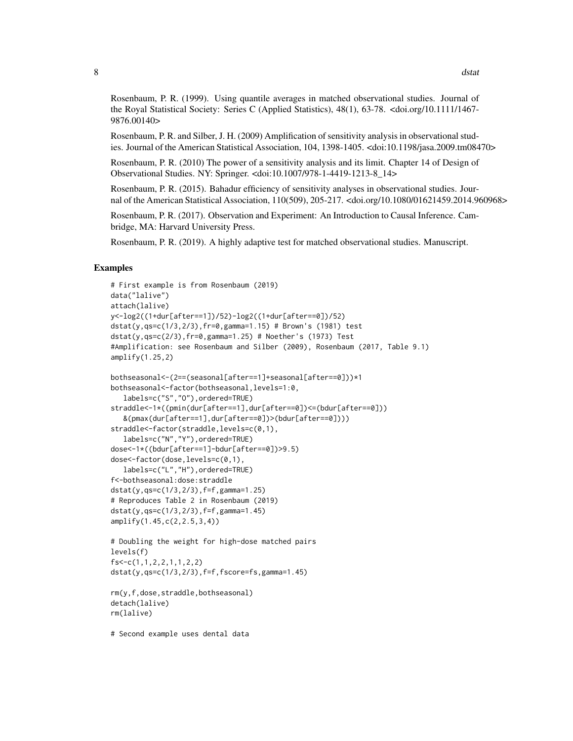Rosenbaum, P. R. (1999). Using quantile averages in matched observational studies. Journal of the Royal Statistical Society: Series C (Applied Statistics), 48(1), 63-78. <doi.org/10.1111/1467-9876.00140>

Rosenbaum, P. R. and Silber, J. H. (2009) Amplification of sensitivity analysis in observational studies. Journal of the American Statistical Association, 104, 1398-1405. <doi:10.1198/jasa.2009.tm08470>

Rosenbaum, P. R. (2010) The power of a sensitivity analysis and its limit. Chapter 14 of Design of Observational Studies. NY: Springer. <doi:10.1007/978-1-4419-1213-8_14>

Rosenbaum, P. R. (2015). Bahadur efficiency of sensitivity analyses in observational studies. Journal of the American Statistical Association, 110(509), 205-217. <doi.org/10.1080/01621459.2014.960968>

Rosenbaum, P. R. (2017). Observation and Experiment: An Introduction to Causal Inference. Cambridge, MA: Harvard University Press.

Rosenbaum, P. R. (2019). A highly adaptive test for matched observational studies. Manuscript.

## Examples

```
# First example is from Rosenbaum (2019)
data("lalive")
attach(lalive)
y<-log2((1+dur[after==1])/52)-log2((1+dur[after==0])/52)
dstat(y,qs=c(1/3,2/3),fr=0,gamma=1.15) # Brown's (1981) test
dstat(y,qs=c(2/3),fr=0,gamma=1.25) # Noether's (1973) Test
#Amplification: see Rosenbaum and Silber (2009), Rosenbaum (2017, Table 9.1)
amplify(1.25,2)

bothseasonal<-(2==(seasonal[after==1]+seasonal[after==0]))*1
bothseasonal<-factor(bothseasonal,levels=1:0,
   labels=c("S","O"),ordered=TRUE)
straddle<-1*((pmin(dur[after==1],dur[after==0])<=(bdur[after==0]))
   &(pmax(dur[after==1],dur[after==0])>(bdur[after==0])))
straddle<-factor(straddle,levels=c(0,1),
   labels=c("N","Y"),ordered=TRUE)
dose<-1*((bdur[after==1]-bdur[after==0])>9.5)
dose<-factor(dose,levels=c(0,1),
   labels=c("L","H"),ordered=TRUE)
f<-bothseasonal:dose:straddle
dstat(y,qs=c(1/3,2/3),f=f,gamma=1.25)
# Reproduces Table 2 in Rosenbaum (2019)
dstat(y,qs=c(1/3,2/3),f=f,gamma=1.45)
amplify(1.45,c(2,2.5,3,4))

# Doubling the weight for high-dose matched pairs
levels(f)
fs<-c(1,1,2,2,1,1,2,2)
dstat(y,qs=c(1/3,2/3),f=f,fscore=fs,gamma=1.45)

rm(y,f,dose,straddle,bothseasonal)
detach(lalive)
rm(lalive)

# Second example uses dental data
```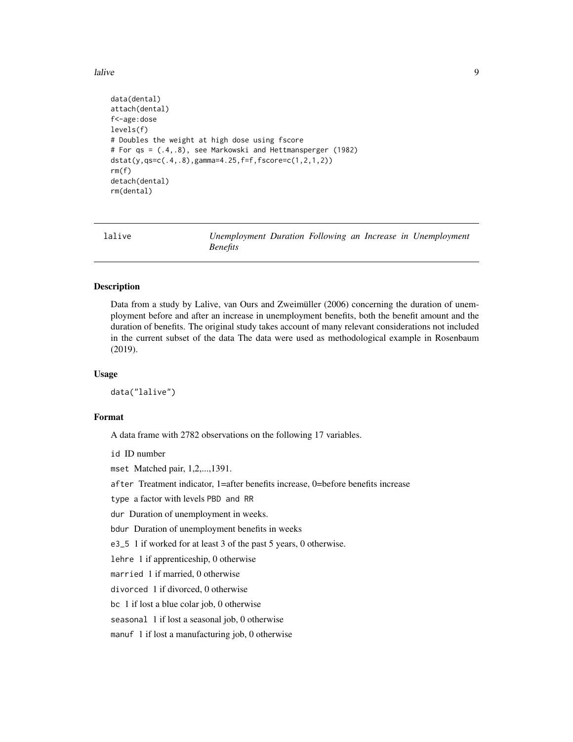```
data(dental)
attach(dental)
f<-age:dose
levels(f)
# Doubles the weight at high dose using fscore
# For qs = (.4,.8), see Markowski and Hettmansperger (1982)
dstat(y,qs=c(.4,.8),gamma=4.25,f=f,fscore=c(1,2,1,2))
rm(f)
detach(dental)
rm(dental)
```

## lalive — *Unemployment Duration Following an Increase in Unemployment Benefits*

### Description

Data from a study by Lalive, van Ours and Zweimüller (2006) concerning the duration of unemployment before and after an increase in unemployment benefits, both the benefit amount and the duration of benefits. The original study takes account of many relevant considerations not included in the current subset of the data The data were used as methodological example in Rosenbaum (2019).

### Usage

```
data("lalive")
```

### Format

A data frame with 2782 observations on the following 17 variables.

- `id` ID number
- `mset` Matched pair, 1,2,...,1391.
- `after` Treatment indicator, 1=after benefits increase, 0=before benefits increase
- `type` a factor with levels `PBD and RR`
- `dur` Duration of unemployment in weeks.
- `bdur` Duration of unemployment benefits in weeks
- `e3_5` 1 if worked for at least 3 of the past 5 years, 0 otherwise.
- `lehre` 1 if apprenticeship, 0 otherwise
- `married` 1 if married, 0 otherwise
- `divorced` 1 if divorced, 0 otherwise
- `bc` 1 if lost a blue colar job, 0 otherwise
- `seasonal` 1 if lost a seasonal job, 0 otherwise
- `manuf` 1 if lost a manufacturing job, 0 otherwise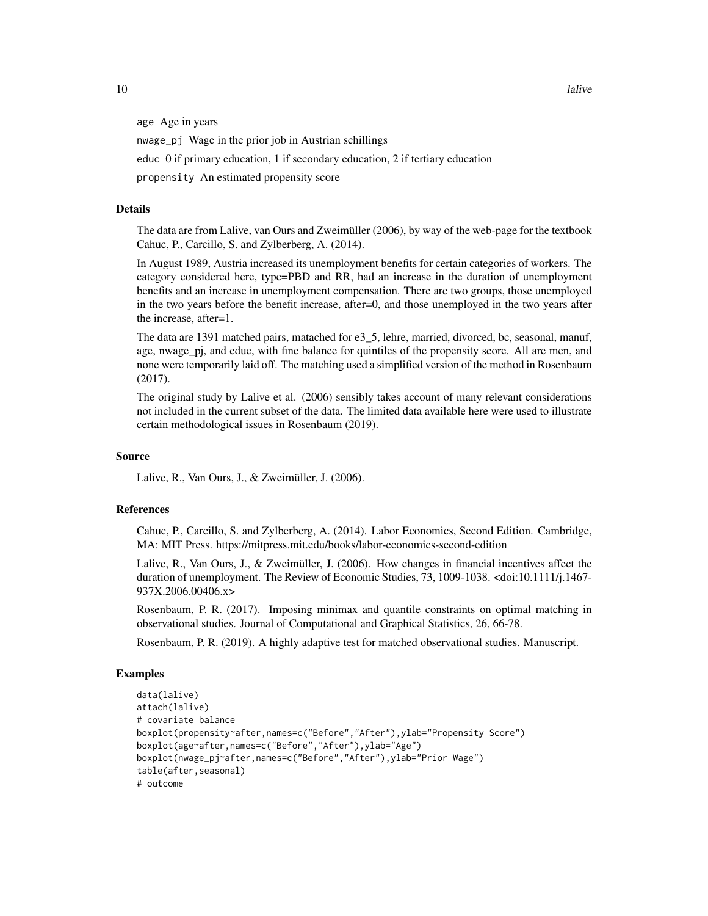`age` Age in years

`nwage_pj` Wage in the prior job in Austrian schillings

`educ` 0 if primary education, 1 if secondary education, 2 if tertiary education

`propensity` An estimated propensity score

### Details

The data are from Lalive, van Ours and Zweimüller (2006), by way of the web-page for the textbook Cahuc, P., Carcillo, S. and Zylberberg, A. (2014).

In August 1989, Austria increased its unemployment benefits for certain categories of workers. The category considered here, type=PBD and RR, had an increase in the duration of unemployment benefits and an increase in unemployment compensation. There are two groups, those unemployed in the two years before the benefit increase, after=0, and those unemployed in the two years after the increase, after=1.

The data are 1391 matched pairs, matached for e3_5, lehre, married, divorced, bc, seasonal, manuf, age, nwage_pj, and educ, with fine balance for quintiles of the propensity score. All are men, and none were temporarily laid off. The matching used a simplified version of the method in Rosenbaum (2017).

The original study by Lalive et al. (2006) sensibly takes account of many relevant considerations not included in the current subset of the data. The limited data available here were used to illustrate certain methodological issues in Rosenbaum (2019).

### Source

Lalive, R., Van Ours, J., & Zweimüller, J. (2006).

### References

Cahuc, P., Carcillo, S. and Zylberberg, A. (2014). Labor Economics, Second Edition. Cambridge, MA: MIT Press. https://mitpress.mit.edu/books/labor-economics-second-edition

Lalive, R., Van Ours, J., & Zweimüller, J. (2006). How changes in financial incentives affect the duration of unemployment. The Review of Economic Studies, 73, 1009-1038. <doi:10.1111/j.1467-937X.2006.00406.x>

Rosenbaum, P. R. (2017). Imposing minimax and quantile constraints on optimal matching in observational studies. Journal of Computational and Graphical Statistics, 26, 66-78.

Rosenbaum, P. R. (2019). A highly adaptive test for matched observational studies. Manuscript.

### Examples

```
data(lalive)
attach(lalive)
# covariate balance
boxplot(propensity~after,names=c("Before","After"),ylab="Propensity Score")
boxplot(age~after,names=c("Before","After"),ylab="Age")
boxplot(nwage_pj~after,names=c("Before","After"),ylab="Prior Wage")
table(after,seasonal)
# outcome
```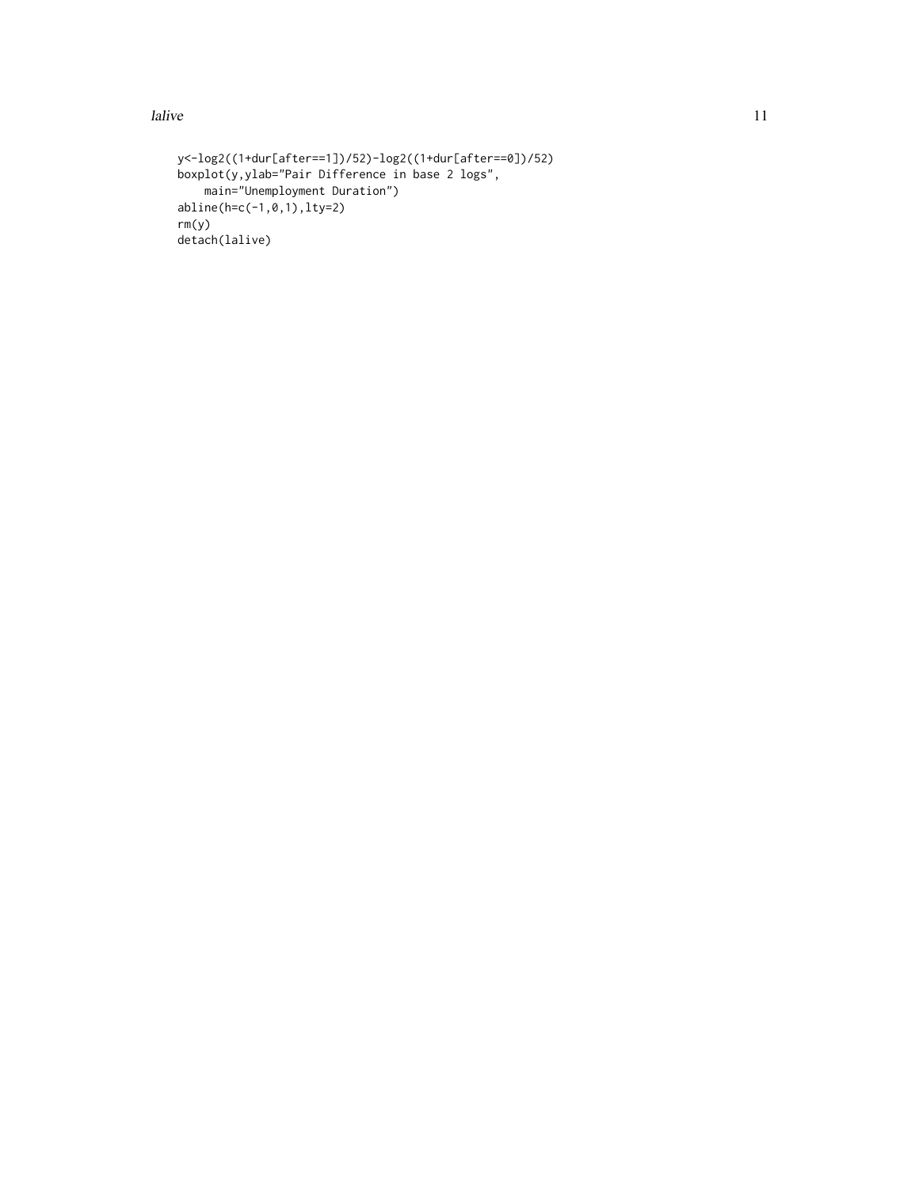```
y<-log2((1+dur[after==1])/52)-log2((1+dur[after==0])/52)
boxplot(y,ylab="Pair Difference in base 2 logs",
    main="Unemployment Duration")
abline(h=c(-1,0,1),lty=2)
rm(y)
detach(lalive)
```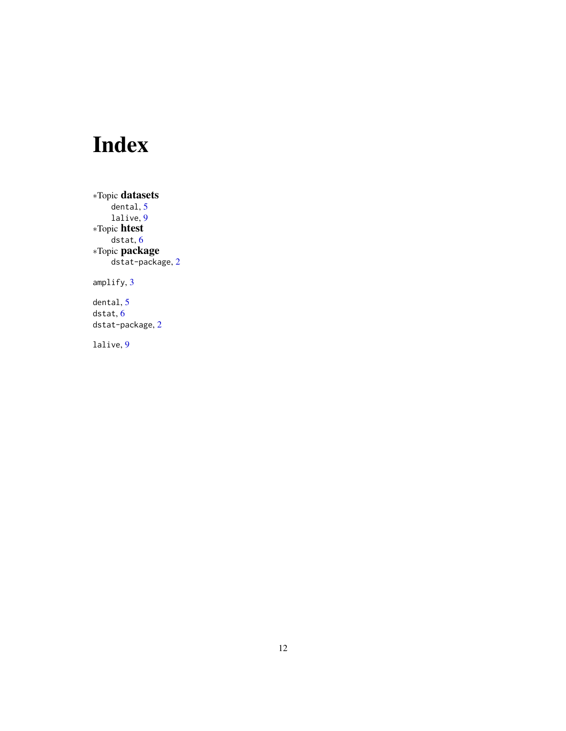# Index

∗Topic **datasets**
  dental, 5
  lalive, 9
∗Topic **htest**
  dstat, 6
∗Topic **package**
  dstat-package, 2

amplify, 3

dental, 5
dstat, 6
dstat-package, 2

lalive, 9